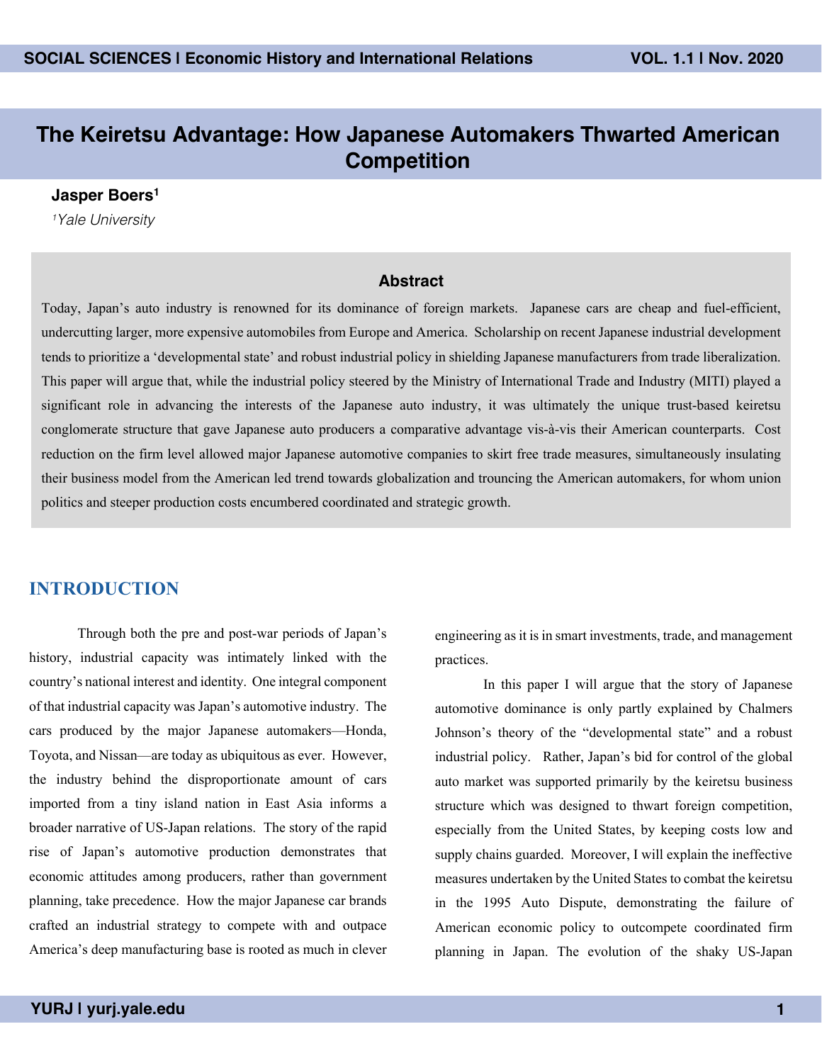# The Keiretsu Advantage: How Japanese Automakers Thwarted American Competition

**Jasper Boers**[1]

[1]*Yale University*

## Abstract

Today, Japan's auto industry is renowned for its dominance of foreign markets. Japanese cars are cheap and fuel-efficient, undercutting larger, more expensive automobiles from Europe and America. Scholarship on recent Japanese industrial development tends to prioritize a 'developmental state' and robust industrial policy in shielding Japanese manufacturers from trade liberalization. This paper will argue that, while the industrial policy steered by the Ministry of International Trade and Industry (MITI) played a significant role in advancing the interests of the Japanese auto industry, it was ultimately the unique trust-based keiretsu conglomerate structure that gave Japanese auto producers a comparative advantage vis-à-vis their American counterparts. Cost reduction on the firm level allowed major Japanese automotive companies to skirt free trade measures, simultaneously insulating their business model from the American led trend towards globalization and trouncing the American automakers, for whom union politics and steeper production costs encumbered coordinated and strategic growth.

## INTRODUCTION

Through both the pre and post-war periods of Japan's history, industrial capacity was intimately linked with the country's national interest and identity. One integral component of that industrial capacity was Japan's automotive industry. The cars produced by the major Japanese automakers—Honda, Toyota, and Nissan—are today as ubiquitous as ever. However, the industry behind the disproportionate amount of cars imported from a tiny island nation in East Asia informs a broader narrative of US-Japan relations. The story of the rapid rise of Japan's automotive production demonstrates that economic attitudes among producers, rather than government planning, take precedence. How the major Japanese car brands crafted an industrial strategy to compete with and outpace America's deep manufacturing base is rooted as much in clever engineering as it is in smart investments, trade, and management practices.

In this paper I will argue that the story of Japanese automotive dominance is only partly explained by Chalmers Johnson's theory of the "developmental state" and a robust industrial policy. Rather, Japan's bid for control of the global auto market was supported primarily by the keiretsu business structure which was designed to thwart foreign competition, especially from the United States, by keeping costs low and supply chains guarded. Moreover, I will explain the ineffective measures undertaken by the United States to combat the keiretsu in the 1995 Auto Dispute, demonstrating the failure of American economic policy to outcompete coordinated firm planning in Japan. The evolution of the shaky US-Japan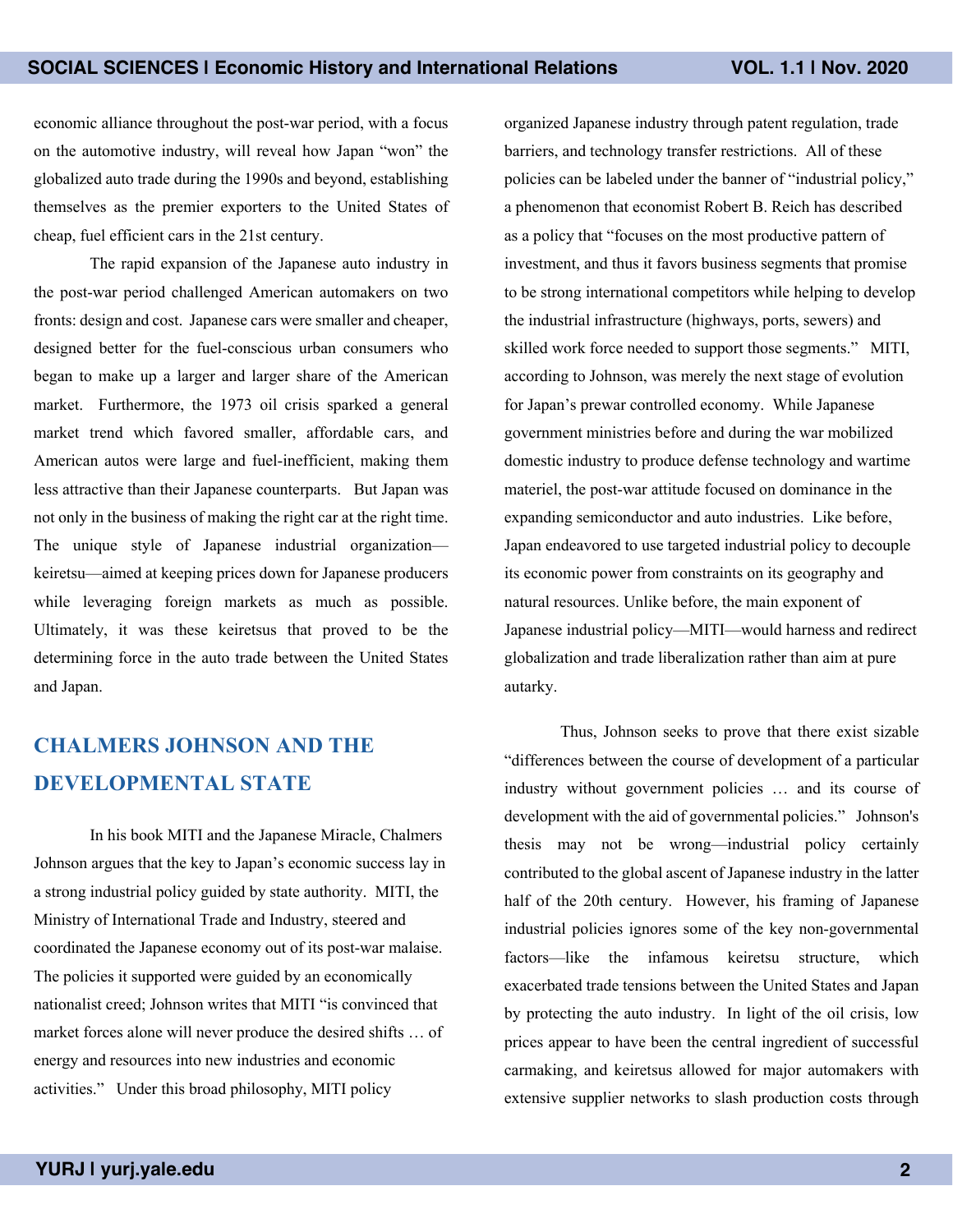economic alliance throughout the post-war period, with a focus on the automotive industry, will reveal how Japan "won" the globalized auto trade during the 1990s and beyond, establishing themselves as the premier exporters to the United States of cheap, fuel efficient cars in the 21st century.

The rapid expansion of the Japanese auto industry in the post-war period challenged American automakers on two fronts: design and cost. Japanese cars were smaller and cheaper, designed better for the fuel-conscious urban consumers who began to make up a larger and larger share of the American market. Furthermore, the 1973 oil crisis sparked a general market trend which favored smaller, affordable cars, and American autos were large and fuel-inefficient, making them less attractive than their Japanese counterparts. But Japan was not only in the business of making the right car at the right time. The unique style of Japanese industrial organization—keiretsu—aimed at keeping prices down for Japanese producers while leveraging foreign markets as much as possible. Ultimately, it was these keiretsus that proved to be the determining force in the auto trade between the United States and Japan.

## CHALMERS JOHNSON AND THE DEVELOPMENTAL STATE

In his book MITI and the Japanese Miracle, Chalmers Johnson argues that the key to Japan's economic success lay in a strong industrial policy guided by state authority. MITI, the Ministry of International Trade and Industry, steered and coordinated the Japanese economy out of its post-war malaise. The policies it supported were guided by an economically nationalist creed; Johnson writes that MITI "is convinced that market forces alone will never produce the desired shifts … of energy and resources into new industries and economic activities." Under this broad philosophy, MITI policy organized Japanese industry through patent regulation, trade barriers, and technology transfer restrictions. All of these policies can be labeled under the banner of "industrial policy," a phenomenon that economist Robert B. Reich has described as a policy that "focuses on the most productive pattern of investment, and thus it favors business segments that promise to be strong international competitors while helping to develop the industrial infrastructure (highways, ports, sewers) and skilled work force needed to support those segments." MITI, according to Johnson, was merely the next stage of evolution for Japan's prewar controlled economy. While Japanese government ministries before and during the war mobilized domestic industry to produce defense technology and wartime materiel, the post-war attitude focused on dominance in the expanding semiconductor and auto industries. Like before, Japan endeavored to use targeted industrial policy to decouple its economic power from constraints on its geography and natural resources. Unlike before, the main exponent of Japanese industrial policy—MITI—would harness and redirect globalization and trade liberalization rather than aim at pure autarky.

Thus, Johnson seeks to prove that there exist sizable "differences between the course of development of a particular industry without government policies … and its course of development with the aid of governmental policies." Johnson's thesis may not be wrong—industrial policy certainly contributed to the global ascent of Japanese industry in the latter half of the 20th century. However, his framing of Japanese industrial policies ignores some of the key non-governmental factors—like the infamous keiretsu structure, which exacerbated trade tensions between the United States and Japan by protecting the auto industry. In light of the oil crisis, low prices appear to have been the central ingredient of successful carmaking, and keiretsus allowed for major automakers with extensive supplier networks to slash production costs through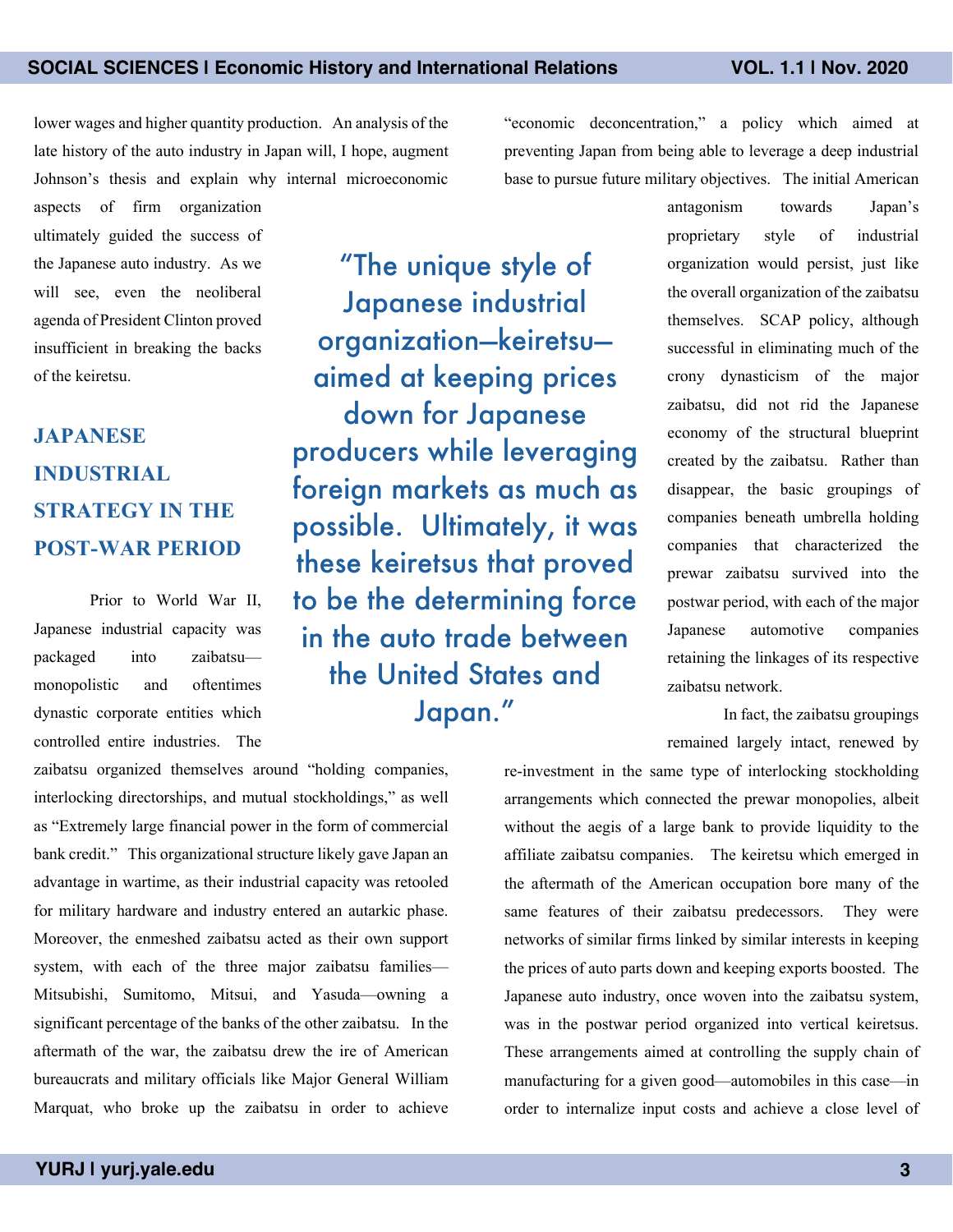lower wages and higher quantity production. An analysis of the late history of the auto industry in Japan will, I hope, augment Johnson's thesis and explain why internal microeconomic aspects of firm organization ultimately guided the success of the Japanese auto industry. As we will see, even the neoliberal agenda of President Clinton proved insufficient in breaking the backs of the keiretsu.

> "The unique style of Japanese industrial organization—keiretsu—aimed at keeping prices down for Japanese producers while leveraging foreign markets as much as possible. Ultimately, it was these keiretsus that proved to be the determining force in the auto trade between the United States and Japan."

## JAPANESE INDUSTRIAL STRATEGY IN THE POST-WAR PERIOD

Prior to World War II, Japanese industrial capacity was packaged into zaibatsu—monopolistic and oftentimes dynastic corporate entities which controlled entire industries. The zaibatsu organized themselves around "holding companies, interlocking directorships, and mutual stockholdings," as well as "Extremely large financial power in the form of commercial bank credit." This organizational structure likely gave Japan an advantage in wartime, as their industrial capacity was retooled for military hardware and industry entered an autarkic phase. Moreover, the enmeshed zaibatsu acted as their own support system, with each of the three major zaibatsu families—Mitsubishi, Sumitomo, Mitsui, and Yasuda—owning a significant percentage of the banks of the other zaibatsu. In the aftermath of the war, the zaibatsu drew the ire of American bureaucrats and military officials like Major General William Marquat, who broke up the zaibatsu in order to achieve "economic deconcentration," a policy which aimed at preventing Japan from being able to leverage a deep industrial base to pursue future military objectives. The initial American antagonism towards Japan's proprietary style of industrial organization would persist, just like the overall organization of the zaibatsu themselves. SCAP policy, although successful in eliminating much of the crony dynasticism of the major zaibatsu, did not rid the Japanese economy of the structural blueprint created by the zaibatsu. Rather than disappear, the basic groupings of companies beneath umbrella holding companies that characterized the prewar zaibatsu survived into the postwar period, with each of the major Japanese automotive companies retaining the linkages of its respective zaibatsu network.

In fact, the zaibatsu groupings remained largely intact, renewed by re-investment in the same type of interlocking stockholding arrangements which connected the prewar monopolies, albeit without the aegis of a large bank to provide liquidity to the affiliate zaibatsu companies. The keiretsu which emerged in the aftermath of the American occupation bore many of the same features of their zaibatsu predecessors. They were networks of similar firms linked by similar interests in keeping the prices of auto parts down and keeping exports boosted. The Japanese auto industry, once woven into the zaibatsu system, was in the postwar period organized into vertical keiretsus. These arrangements aimed at controlling the supply chain of manufacturing for a given good—automobiles in this case—in order to internalize input costs and achieve a close level of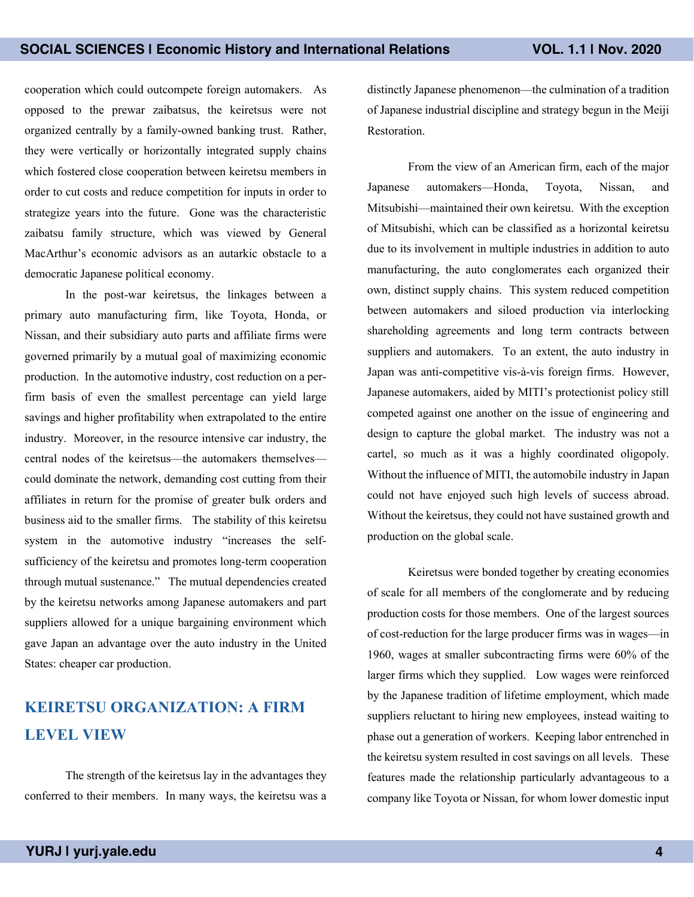cooperation which could outcompete foreign automakers. As opposed to the prewar zaibatsus, the keiretsus were not organized centrally by a family-owned banking trust. Rather, they were vertically or horizontally integrated supply chains which fostered close cooperation between keiretsu members in order to cut costs and reduce competition for inputs in order to strategize years into the future. Gone was the characteristic zaibatsu family structure, which was viewed by General MacArthur's economic advisors as an autarkic obstacle to a democratic Japanese political economy.

In the post-war keiretsus, the linkages between a primary auto manufacturing firm, like Toyota, Honda, or Nissan, and their subsidiary auto parts and affiliate firms were governed primarily by a mutual goal of maximizing economic production. In the automotive industry, cost reduction on a per-firm basis of even the smallest percentage can yield large savings and higher profitability when extrapolated to the entire industry. Moreover, in the resource intensive car industry, the central nodes of the keiretsus—the automakers themselves—could dominate the network, demanding cost cutting from their affiliates in return for the promise of greater bulk orders and business aid to the smaller firms. The stability of this keiretsu system in the automotive industry "increases the self-sufficiency of the keiretsu and promotes long-term cooperation through mutual sustenance." The mutual dependencies created by the keiretsu networks among Japanese automakers and part suppliers allowed for a unique bargaining environment which gave Japan an advantage over the auto industry in the United States: cheaper car production.

## KEIRETSU ORGANIZATION: A FIRM LEVEL VIEW

The strength of the keiretsus lay in the advantages they conferred to their members. In many ways, the keiretsu was a distinctly Japanese phenomenon—the culmination of a tradition of Japanese industrial discipline and strategy begun in the Meiji Restoration.

From the view of an American firm, each of the major Japanese automakers—Honda, Toyota, Nissan, and Mitsubishi—maintained their own keiretsu. With the exception of Mitsubishi, which can be classified as a horizontal keiretsu due to its involvement in multiple industries in addition to auto manufacturing, the auto conglomerates each organized their own, distinct supply chains. This system reduced competition between automakers and siloed production via interlocking shareholding agreements and long term contracts between suppliers and automakers. To an extent, the auto industry in Japan was anti-competitive vis-à-vis foreign firms. However, Japanese automakers, aided by MITI's protectionist policy still competed against one another on the issue of engineering and design to capture the global market. The industry was not a cartel, so much as it was a highly coordinated oligopoly. Without the influence of MITI, the automobile industry in Japan could not have enjoyed such high levels of success abroad. Without the keiretsus, they could not have sustained growth and production on the global scale.

Keiretsus were bonded together by creating economies of scale for all members of the conglomerate and by reducing production costs for those members. One of the largest sources of cost-reduction for the large producer firms was in wages—in 1960, wages at smaller subcontracting firms were 60% of the larger firms which they supplied. Low wages were reinforced by the Japanese tradition of lifetime employment, which made suppliers reluctant to hiring new employees, instead waiting to phase out a generation of workers. Keeping labor entrenched in the keiretsu system resulted in cost savings on all levels. These features made the relationship particularly advantageous to a company like Toyota or Nissan, for whom lower domestic input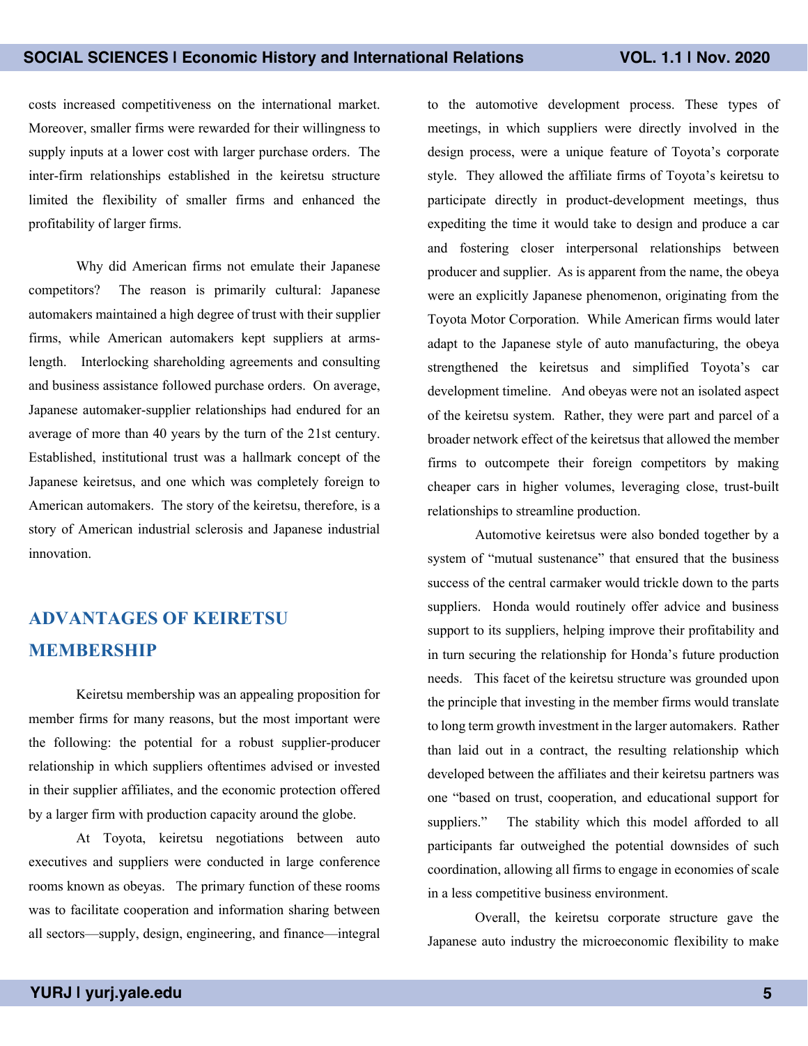costs increased competitiveness on the international market. Moreover, smaller firms were rewarded for their willingness to supply inputs at a lower cost with larger purchase orders. The inter-firm relationships established in the keiretsu structure limited the flexibility of smaller firms and enhanced the profitability of larger firms.

Why did American firms not emulate their Japanese competitors? The reason is primarily cultural: Japanese automakers maintained a high degree of trust with their supplier firms, while American automakers kept suppliers at arms-length. Interlocking shareholding agreements and consulting and business assistance followed purchase orders. On average, Japanese automaker-supplier relationships had endured for an average of more than 40 years by the turn of the 21st century. Established, institutional trust was a hallmark concept of the Japanese keiretsus, and one which was completely foreign to American automakers. The story of the keiretsu, therefore, is a story of American industrial sclerosis and Japanese industrial innovation.

## ADVANTAGES OF KEIRETSU MEMBERSHIP

Keiretsu membership was an appealing proposition for member firms for many reasons, but the most important were the following: the potential for a robust supplier-producer relationship in which suppliers oftentimes advised or invested in their supplier affiliates, and the economic protection offered by a larger firm with production capacity around the globe.

At Toyota, keiretsu negotiations between auto executives and suppliers were conducted in large conference rooms known as obeyas. The primary function of these rooms was to facilitate cooperation and information sharing between all sectors—supply, design, engineering, and finance—integral to the automotive development process. These types of meetings, in which suppliers were directly involved in the design process, were a unique feature of Toyota's corporate style. They allowed the affiliate firms of Toyota's keiretsu to participate directly in product-development meetings, thus expediting the time it would take to design and produce a car and fostering closer interpersonal relationships between producer and supplier. As is apparent from the name, the obeya were an explicitly Japanese phenomenon, originating from the Toyota Motor Corporation. While American firms would later adapt to the Japanese style of auto manufacturing, the obeya strengthened the keiretsus and simplified Toyota's car development timeline. And obeyas were not an isolated aspect of the keiretsu system. Rather, they were part and parcel of a broader network effect of the keiretsus that allowed the member firms to outcompete their foreign competitors by making cheaper cars in higher volumes, leveraging close, trust-built relationships to streamline production.

Automotive keiretsus were also bonded together by a system of "mutual sustenance" that ensured that the business success of the central carmaker would trickle down to the parts suppliers. Honda would routinely offer advice and business support to its suppliers, helping improve their profitability and in turn securing the relationship for Honda's future production needs. This facet of the keiretsu structure was grounded upon the principle that investing in the member firms would translate to long term growth investment in the larger automakers. Rather than laid out in a contract, the resulting relationship which developed between the affiliates and their keiretsu partners was one "based on trust, cooperation, and educational support for suppliers." The stability which this model afforded to all participants far outweighed the potential downsides of such coordination, allowing all firms to engage in economies of scale in a less competitive business environment.

Overall, the keiretsu corporate structure gave the Japanese auto industry the microeconomic flexibility to make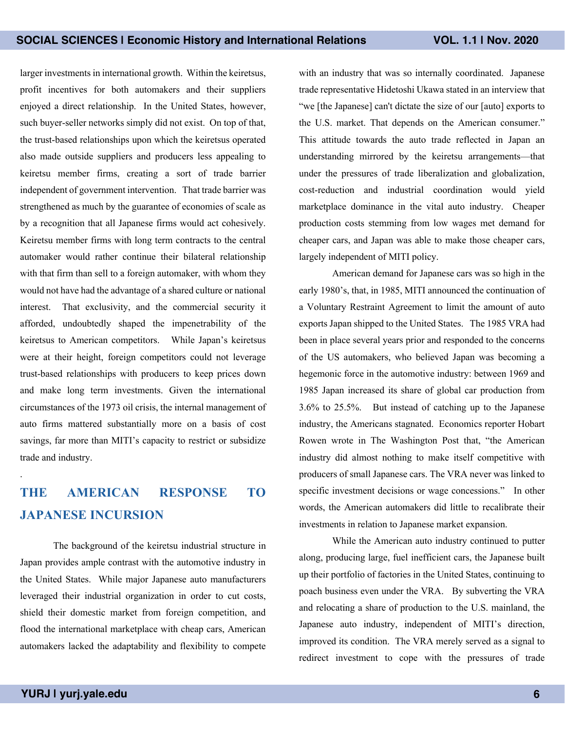larger investments in international growth. Within the keiretsus, profit incentives for both automakers and their suppliers enjoyed a direct relationship. In the United States, however, such buyer-seller networks simply did not exist. On top of that, the trust-based relationships upon which the keiretsus operated also made outside suppliers and producers less appealing to keiretsu member firms, creating a sort of trade barrier independent of government intervention. That trade barrier was strengthened as much by the guarantee of economies of scale as by a recognition that all Japanese firms would act cohesively. Keiretsu member firms with long term contracts to the central automaker would rather continue their bilateral relationship with that firm than sell to a foreign automaker, with whom they would not have had the advantage of a shared culture or national interest. That exclusivity, and the commercial security it afforded, undoubtedly shaped the impenetrability of the keiretsus to American competitors. While Japan's keiretsus were at their height, foreign competitors could not leverage trust-based relationships with producers to keep prices down and make long term investments. Given the international circumstances of the 1973 oil crisis, the internal management of auto firms mattered substantially more on a basis of cost savings, far more than MITI's capacity to restrict or subsidize trade and industry.

.

## THE AMERICAN RESPONSE TO JAPANESE INCURSION

The background of the keiretsu industrial structure in Japan provides ample contrast with the automotive industry in the United States. While major Japanese auto manufacturers leveraged their industrial organization in order to cut costs, shield their domestic market from foreign competition, and flood the international marketplace with cheap cars, American automakers lacked the adaptability and flexibility to compete with an industry that was so internally coordinated. Japanese trade representative Hidetoshi Ukawa stated in an interview that "we [the Japanese] can't dictate the size of our [auto] exports to the U.S. market. That depends on the American consumer." This attitude towards the auto trade reflected in Japan an understanding mirrored by the keiretsu arrangements—that under the pressures of trade liberalization and globalization, cost-reduction and industrial coordination would yield marketplace dominance in the vital auto industry. Cheaper production costs stemming from low wages met demand for cheaper cars, and Japan was able to make those cheaper cars, largely independent of MITI policy.

American demand for Japanese cars was so high in the early 1980's, that, in 1985, MITI announced the continuation of a Voluntary Restraint Agreement to limit the amount of auto exports Japan shipped to the United States. The 1985 VRA had been in place several years prior and responded to the concerns of the US automakers, who believed Japan was becoming a hegemonic force in the automotive industry: between 1969 and 1985 Japan increased its share of global car production from 3.6% to 25.5%. But instead of catching up to the Japanese industry, the Americans stagnated. Economics reporter Hobart Rowen wrote in The Washington Post that, "the American industry did almost nothing to make itself competitive with producers of small Japanese cars. The VRA never was linked to specific investment decisions or wage concessions." In other words, the American automakers did little to recalibrate their investments in relation to Japanese market expansion.

While the American auto industry continued to putter along, producing large, fuel inefficient cars, the Japanese built up their portfolio of factories in the United States, continuing to poach business even under the VRA. By subverting the VRA and relocating a share of production to the U.S. mainland, the Japanese auto industry, independent of MITI's direction, improved its condition. The VRA merely served as a signal to redirect investment to cope with the pressures of trade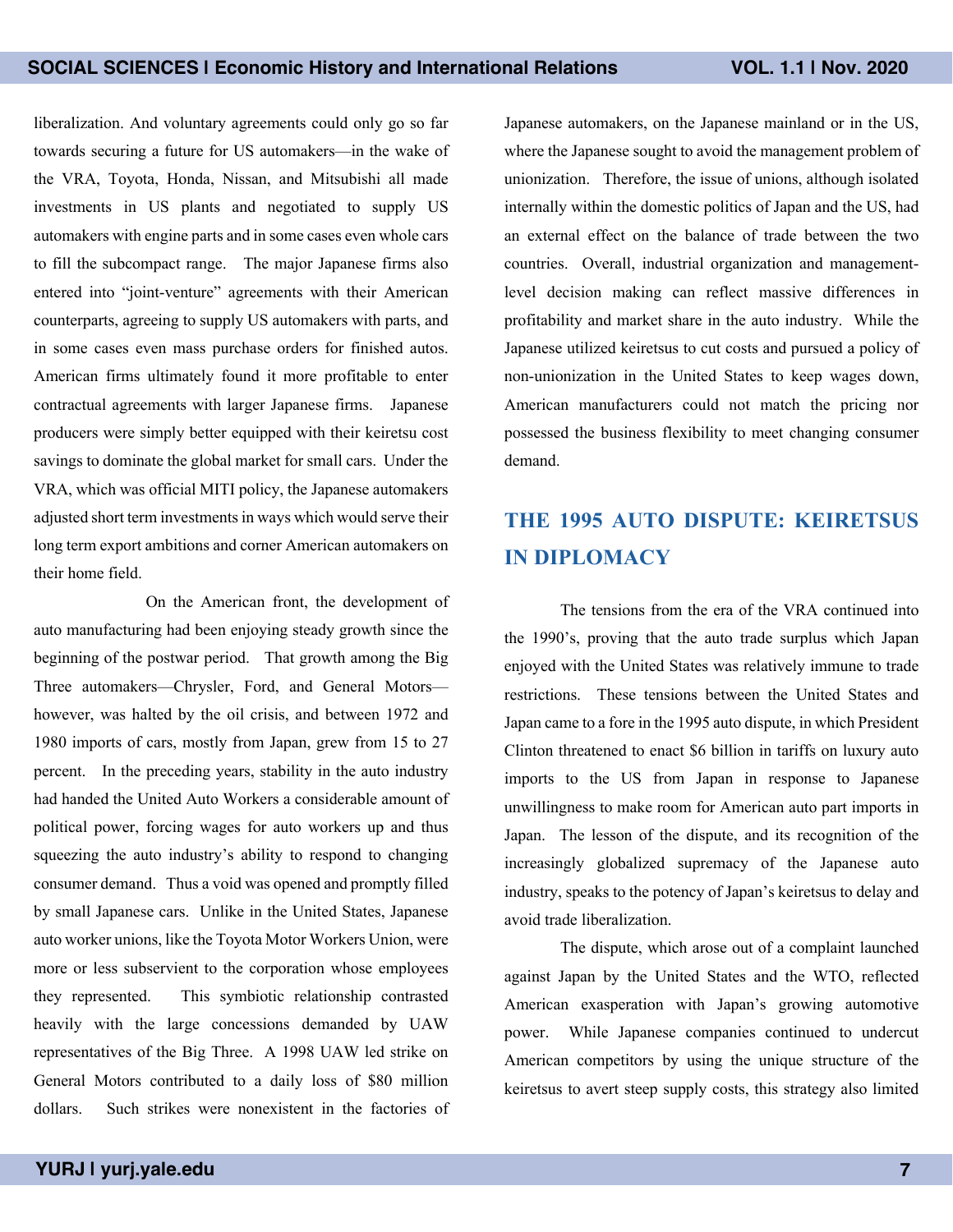liberalization. And voluntary agreements could only go so far towards securing a future for US automakers—in the wake of the VRA, Toyota, Honda, Nissan, and Mitsubishi all made investments in US plants and negotiated to supply US automakers with engine parts and in some cases even whole cars to fill the subcompact range. The major Japanese firms also entered into "joint-venture" agreements with their American counterparts, agreeing to supply US automakers with parts, and in some cases even mass purchase orders for finished autos. American firms ultimately found it more profitable to enter contractual agreements with larger Japanese firms. Japanese producers were simply better equipped with their keiretsu cost savings to dominate the global market for small cars. Under the VRA, which was official MITI policy, the Japanese automakers adjusted short term investments in ways which would serve their long term export ambitions and corner American automakers on their home field.

On the American front, the development of auto manufacturing had been enjoying steady growth since the beginning of the postwar period. That growth among the Big Three automakers—Chrysler, Ford, and General Motors—however, was halted by the oil crisis, and between 1972 and 1980 imports of cars, mostly from Japan, grew from 15 to 27 percent. In the preceding years, stability in the auto industry had handed the United Auto Workers a considerable amount of political power, forcing wages for auto workers up and thus squeezing the auto industry's ability to respond to changing consumer demand. Thus a void was opened and promptly filled by small Japanese cars. Unlike in the United States, Japanese auto worker unions, like the Toyota Motor Workers Union, were more or less subservient to the corporation whose employees they represented. This symbiotic relationship contrasted heavily with the large concessions demanded by UAW representatives of the Big Three. A 1998 UAW led strike on General Motors contributed to a daily loss of $80 million dollars. Such strikes were nonexistent in the factories of Japanese automakers, on the Japanese mainland or in the US, where the Japanese sought to avoid the management problem of unionization. Therefore, the issue of unions, although isolated internally within the domestic politics of Japan and the US, had an external effect on the balance of trade between the two countries. Overall, industrial organization and management-level decision making can reflect massive differences in profitability and market share in the auto industry. While the Japanese utilized keiretsus to cut costs and pursued a policy of non-unionization in the United States to keep wages down, American manufacturers could not match the pricing nor possessed the business flexibility to meet changing consumer demand.

## THE 1995 AUTO DISPUTE: KEIRETSUS IN DIPLOMACY

The tensions from the era of the VRA continued into the 1990's, proving that the auto trade surplus which Japan enjoyed with the United States was relatively immune to trade restrictions. These tensions between the United States and Japan came to a fore in the 1995 auto dispute, in which President Clinton threatened to enact $6 billion in tariffs on luxury auto imports to the US from Japan in response to Japanese unwillingness to make room for American auto part imports in Japan. The lesson of the dispute, and its recognition of the increasingly globalized supremacy of the Japanese auto industry, speaks to the potency of Japan's keiretsus to delay and avoid trade liberalization.

The dispute, which arose out of a complaint launched against Japan by the United States and the WTO, reflected American exasperation with Japan's growing automotive power. While Japanese companies continued to undercut American competitors by using the unique structure of the keiretsus to avert steep supply costs, this strategy also limited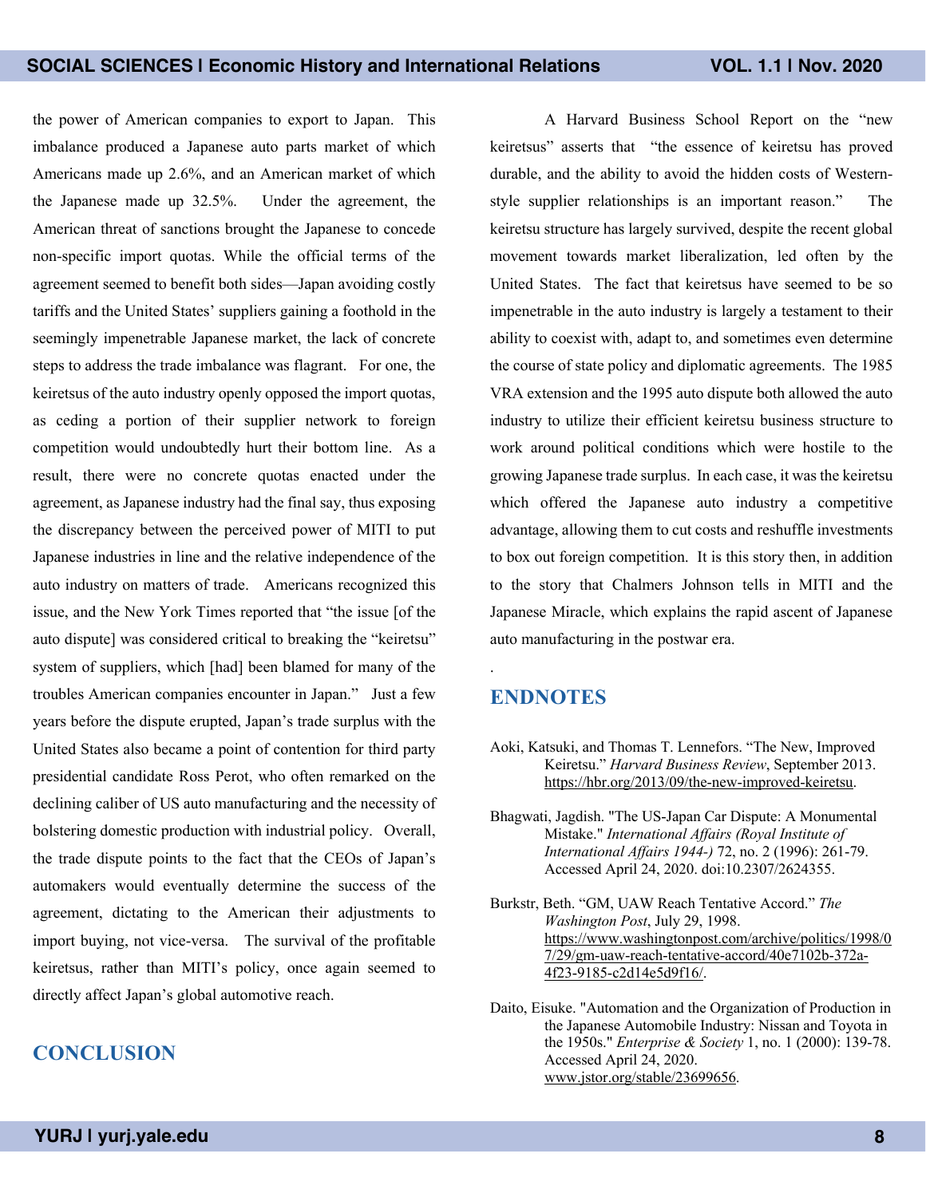the power of American companies to export to Japan. This imbalance produced a Japanese auto parts market of which Americans made up 2.6%, and an American market of which the Japanese made up 32.5%. Under the agreement, the American threat of sanctions brought the Japanese to concede non-specific import quotas. While the official terms of the agreement seemed to benefit both sides—Japan avoiding costly tariffs and the United States' suppliers gaining a foothold in the seemingly impenetrable Japanese market, the lack of concrete steps to address the trade imbalance was flagrant. For one, the keiretsus of the auto industry openly opposed the import quotas, as ceding a portion of their supplier network to foreign competition would undoubtedly hurt their bottom line. As a result, there were no concrete quotas enacted under the agreement, as Japanese industry had the final say, thus exposing the discrepancy between the perceived power of MITI to put Japanese industries in line and the relative independence of the auto industry on matters of trade. Americans recognized this issue, and the New York Times reported that "the issue [of the auto dispute] was considered critical to breaking the "keiretsu" system of suppliers, which [had] been blamed for many of the troubles American companies encounter in Japan." Just a few years before the dispute erupted, Japan's trade surplus with the United States also became a point of contention for third party presidential candidate Ross Perot, who often remarked on the declining caliber of US auto manufacturing and the necessity of bolstering domestic production with industrial policy. Overall, the trade dispute points to the fact that the CEOs of Japan's automakers would eventually determine the success of the agreement, dictating to the American their adjustments to import buying, not vice-versa. The survival of the profitable keiretsus, rather than MITI's policy, once again seemed to directly affect Japan's global automotive reach.

## CONCLUSION

A Harvard Business School Report on the "new keiretsus" asserts that "the essence of keiretsu has proved durable, and the ability to avoid the hidden costs of Western-style supplier relationships is an important reason." The keiretsu structure has largely survived, despite the recent global movement towards market liberalization, led often by the United States. The fact that keiretsus have seemed to be so impenetrable in the auto industry is largely a testament to their ability to coexist with, adapt to, and sometimes even determine the course of state policy and diplomatic agreements. The 1985 VRA extension and the 1995 auto dispute both allowed the auto industry to utilize their efficient keiretsu business structure to work around political conditions which were hostile to the growing Japanese trade surplus. In each case, it was the keiretsu which offered the Japanese auto industry a competitive advantage, allowing them to cut costs and reshuffle investments to box out foreign competition. It is this story then, in addition to the story that Chalmers Johnson tells in MITI and the Japanese Miracle, which explains the rapid ascent of Japanese auto manufacturing in the postwar era.

.

## ENDNOTES

Aoki, Katsuki, and Thomas T. Lennefors. "The New, Improved Keiretsu." *Harvard Business Review*, September 2013. https://hbr.org/2013/09/the-new-improved-keiretsu.

Bhagwati, Jagdish. "The US-Japan Car Dispute: A Monumental Mistake." *International Affairs (Royal Institute of International Affairs 1944-)* 72, no. 2 (1996): 261-79. Accessed April 24, 2020. doi:10.2307/2624355.

Burkstr, Beth. "GM, UAW Reach Tentative Accord." *The Washington Post*, July 29, 1998. https://www.washingtonpost.com/archive/politics/1998/07/29/gm-uaw-reach-tentative-accord/40e7102b-372a-4f23-9185-c2d14e5d9f16/.

Daito, Eisuke. "Automation and the Organization of Production in the Japanese Automobile Industry: Nissan and Toyota in the 1950s." *Enterprise & Society* 1, no. 1 (2000): 139-78. Accessed April 24, 2020. www.jstor.org/stable/23699656.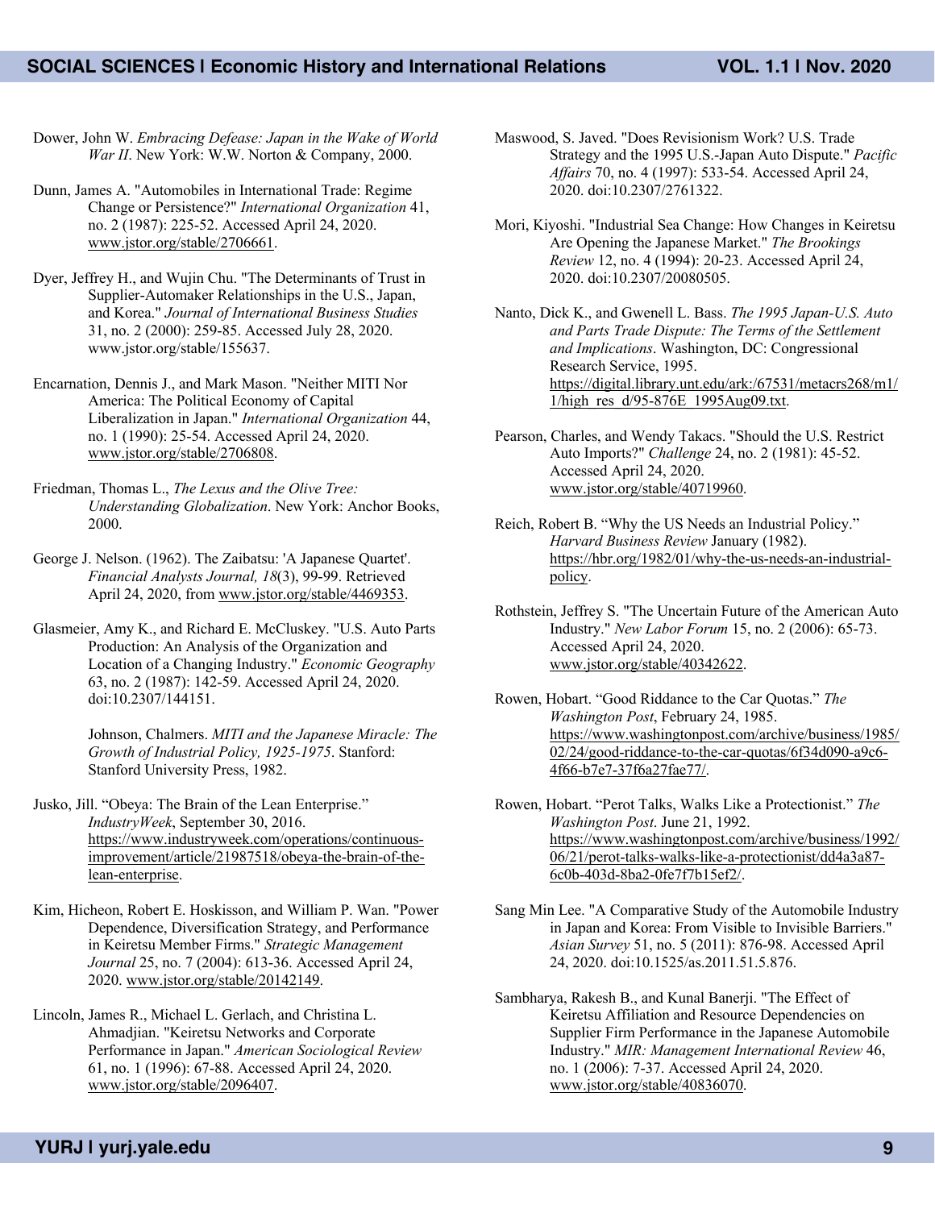Dower, John W. *Embracing Defease: Japan in the Wake of World War II*. New York: W.W. Norton & Company, 2000.

Dunn, James A. "Automobiles in International Trade: Regime Change or Persistence?" *International Organization* 41, no. 2 (1987): 225-52. Accessed April 24, 2020. www.jstor.org/stable/2706661.

Dyer, Jeffrey H., and Wujin Chu. "The Determinants of Trust in Supplier-Automaker Relationships in the U.S., Japan, and Korea." *Journal of International Business Studies* 31, no. 2 (2000): 259-85. Accessed July 28, 2020. www.jstor.org/stable/155637.

Encarnation, Dennis J., and Mark Mason. "Neither MITI Nor America: The Political Economy of Capital Liberalization in Japan." *International Organization* 44, no. 1 (1990): 25-54. Accessed April 24, 2020. www.jstor.org/stable/2706808.

Friedman, Thomas L., *The Lexus and the Olive Tree: Understanding Globalization*. New York: Anchor Books, 2000.

George J. Nelson. (1962). The Zaibatsu: 'A Japanese Quartet'. *Financial Analysts Journal, 18*(3), 99-99. Retrieved April 24, 2020, from www.jstor.org/stable/4469353.

Glasmeier, Amy K., and Richard E. McCluskey. "U.S. Auto Parts Production: An Analysis of the Organization and Location of a Changing Industry." *Economic Geography* 63, no. 2 (1987): 142-59. Accessed April 24, 2020. doi:10.2307/144151.

Johnson, Chalmers. *MITI and the Japanese Miracle: The Growth of Industrial Policy, 1925-1975*. Stanford: Stanford University Press, 1982.

Jusko, Jill. "Obeya: The Brain of the Lean Enterprise." *IndustryWeek*, September 30, 2016. https://www.industryweek.com/operations/continuous-improvement/article/21987518/obeya-the-brain-of-the-lean-enterprise.

Kim, Hicheon, Robert E. Hoskisson, and William P. Wan. "Power Dependence, Diversification Strategy, and Performance in Keiretsu Member Firms." *Strategic Management Journal* 25, no. 7 (2004): 613-36. Accessed April 24, 2020. www.jstor.org/stable/20142149.

Lincoln, James R., Michael L. Gerlach, and Christina L. Ahmadjian. "Keiretsu Networks and Corporate Performance in Japan." *American Sociological Review* 61, no. 1 (1996): 67-88. Accessed April 24, 2020. www.jstor.org/stable/2096407.

Maswood, S. Javed. "Does Revisionism Work? U.S. Trade Strategy and the 1995 U.S.-Japan Auto Dispute." *Pacific Affairs* 70, no. 4 (1997): 533-54. Accessed April 24, 2020. doi:10.2307/2761322.

Mori, Kiyoshi. "Industrial Sea Change: How Changes in Keiretsu Are Opening the Japanese Market." *The Brookings Review* 12, no. 4 (1994): 20-23. Accessed April 24, 2020. doi:10.2307/20080505.

Nanto, Dick K., and Gwenell L. Bass. *The 1995 Japan-U.S. Auto and Parts Trade Dispute: The Terms of the Settlement and Implications*. Washington, DC: Congressional Research Service, 1995. https://digital.library.unt.edu/ark:/67531/metacrs268/m1/1/high_res_d/95-876E_1995Aug09.txt.

Pearson, Charles, and Wendy Takacs. "Should the U.S. Restrict Auto Imports?" *Challenge* 24, no. 2 (1981): 45-52. Accessed April 24, 2020. www.jstor.org/stable/40719960.

Reich, Robert B. "Why the US Needs an Industrial Policy." *Harvard Business Review* January (1982). https://hbr.org/1982/01/why-the-us-needs-an-industrial-policy.

Rothstein, Jeffrey S. "The Uncertain Future of the American Auto Industry." *New Labor Forum* 15, no. 2 (2006): 65-73. Accessed April 24, 2020. www.jstor.org/stable/40342622.

Rowen, Hobart. "Good Riddance to the Car Quotas." *The Washington Post*, February 24, 1985. https://www.washingtonpost.com/archive/business/1985/02/24/good-riddance-to-the-car-quotas/6f34d090-a9c6-4f66-b7e7-37f6a27fae77/.

Rowen, Hobart. "Perot Talks, Walks Like a Protectionist." *The Washington Post*. June 21, 1992. https://www.washingtonpost.com/archive/business/1992/06/21/perot-talks-walks-like-a-protectionist/dd4a3a87-6c0b-403d-8ba2-0fe7f7b15ef2/.

Sang Min Lee. "A Comparative Study of the Automobile Industry in Japan and Korea: From Visible to Invisible Barriers." *Asian Survey* 51, no. 5 (2011): 876-98. Accessed April 24, 2020. doi:10.1525/as.2011.51.5.876.

Sambharya, Rakesh B., and Kunal Banerji. "The Effect of Keiretsu Affiliation and Resource Dependencies on Supplier Firm Performance in the Japanese Automobile Industry." *MIR: Management International Review* 46, no. 1 (2006): 7-37. Accessed April 24, 2020. www.jstor.org/stable/40836070.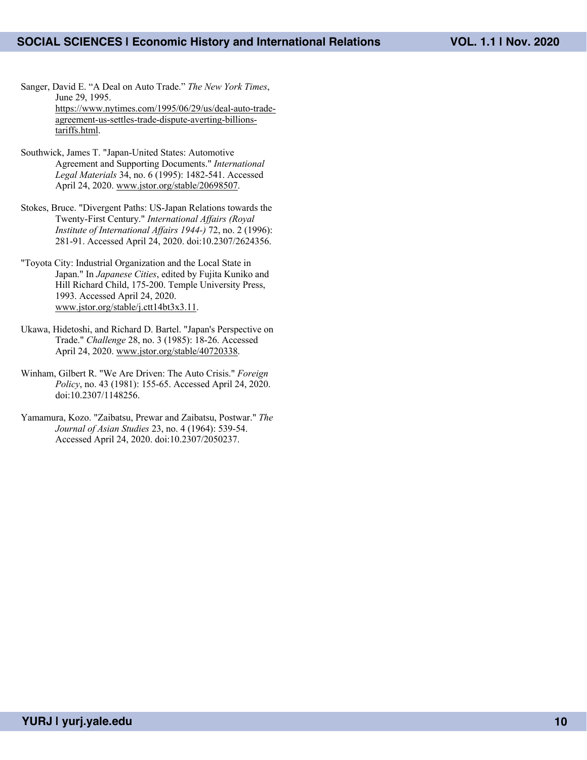Sanger, David E. “A Deal on Auto Trade.” *The New York Times*, June 29, 1995. https://www.nytimes.com/1995/06/29/us/deal-auto-trade-agreement-us-settles-trade-dispute-averting-billions-tariffs.html.

Southwick, James T. "Japan-United States: Automotive Agreement and Supporting Documents." *International Legal Materials* 34, no. 6 (1995): 1482-541. Accessed April 24, 2020. www.jstor.org/stable/20698507.

Stokes, Bruce. "Divergent Paths: US-Japan Relations towards the Twenty-First Century." *International Affairs (Royal Institute of International Affairs 1944-)* 72, no. 2 (1996): 281-91. Accessed April 24, 2020. doi:10.2307/2624356.

"Toyota City: Industrial Organization and the Local State in Japan." In *Japanese Cities*, edited by Fujita Kuniko and Hill Richard Child, 175-200. Temple University Press, 1993. Accessed April 24, 2020. www.jstor.org/stable/j.ctt14bt3x3.11.

Ukawa, Hidetoshi, and Richard D. Bartel. "Japan's Perspective on Trade." *Challenge* 28, no. 3 (1985): 18-26. Accessed April 24, 2020. www.jstor.org/stable/40720338.

Winham, Gilbert R. "We Are Driven: The Auto Crisis." *Foreign Policy*, no. 43 (1981): 155-65. Accessed April 24, 2020. doi:10.2307/1148256.

Yamamura, Kozo. "Zaibatsu, Prewar and Zaibatsu, Postwar." *The Journal of Asian Studies* 23, no. 4 (1964): 539-54. Accessed April 24, 2020. doi:10.2307/2050237.